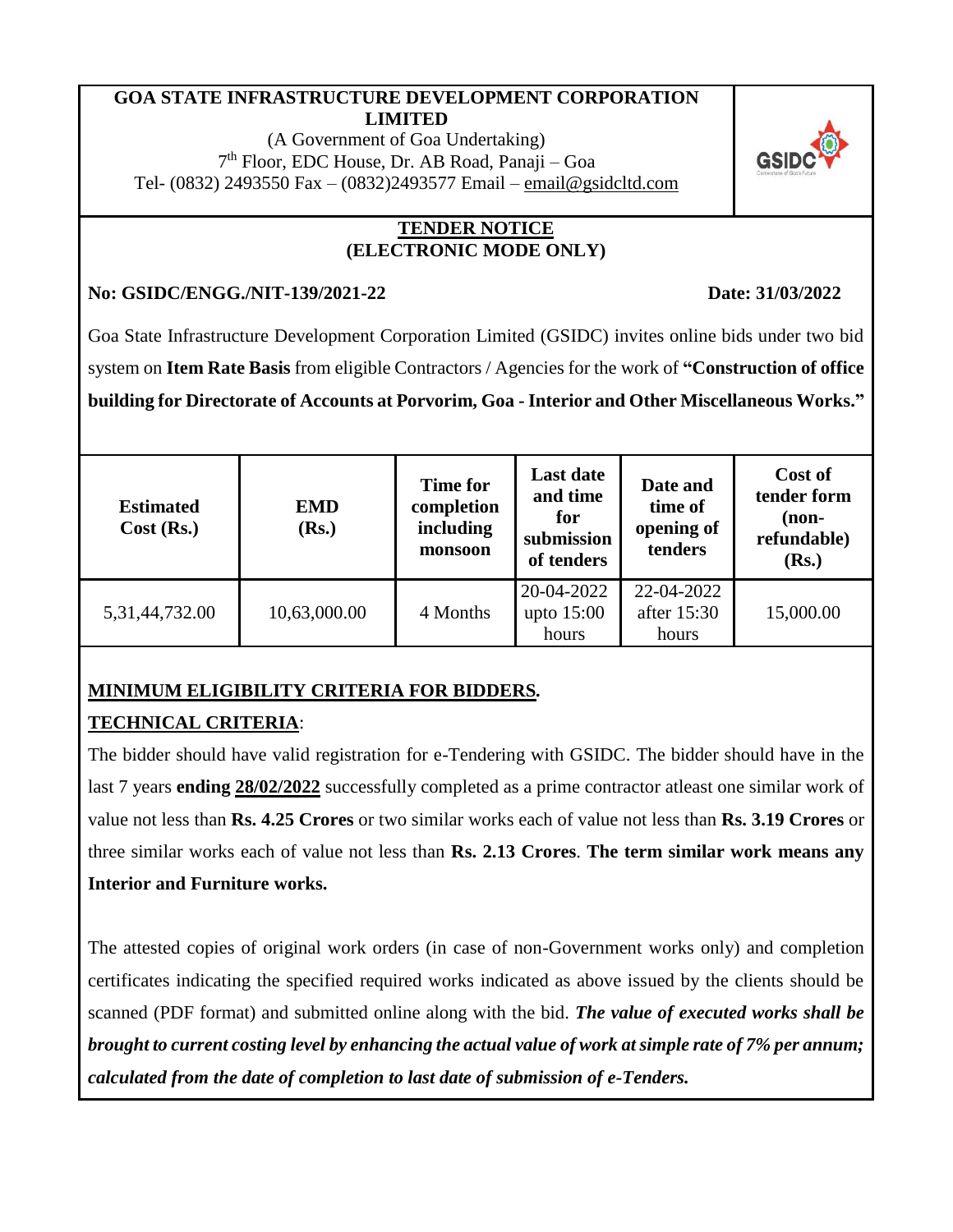**GOA STATE INFRASTRUCTURE DEVELOPMENT CORPORATION LIMITED**

(A Government of Goa Undertaking)

7th Floor, EDC House, Dr. AB Road, Panaji – Goa

Tel- (0832) 2493550 Fax – (0832)2493577 Email – email@gsidcltd.com

## TENDER NOTICE
## (ELECTRONIC MODE ONLY)

**No: GSIDC/ENGG./NIT-139/2021-22** **Date: 31/03/2022**

Goa State Infrastructure Development Corporation Limited (GSIDC) invites online bids under two bid system on **Item Rate Basis** from eligible Contractors / Agencies for the work of **"Construction of office building for Directorate of Accounts at Porvorim, Goa - Interior and Other Miscellaneous Works."**

| Estimated Cost (Rs.) | EMD (Rs.) | Time for completion including monsoon | Last date and time for submission of tenders | Date and time of opening of tenders | Cost of tender form (non-refundable) (Rs.) |
|---|---|---|---|---|---|
| 5,31,44,732.00 | 10,63,000.00 | 4 Months | 20-04-2022 upto 15:00 hours | 22-04-2022 after 15:30 hours | 15,000.00 |

**MINIMUM ELIGIBILITY CRITERIA FOR BIDDERS.**

**TECHNICAL CRITERIA**:

The bidder should have valid registration for e-Tendering with GSIDC. The bidder should have in the last 7 years **ending 28/02/2022** successfully completed as a prime contractor atleast one similar work of value not less than **Rs. 4.25 Crores** or two similar works each of value not less than **Rs. 3.19 Crores** or three similar works each of value not less than **Rs. 2.13 Crores**. **The term similar work means any Interior and Furniture works.**

The attested copies of original work orders (in case of non-Government works only) and completion certificates indicating the specified required works indicated as above issued by the clients should be scanned (PDF format) and submitted online along with the bid. ***The value of executed works shall be brought to current costing level by enhancing the actual value of work at simple rate of 7% per annum; calculated from the date of completion to last date of submission of e-Tenders.***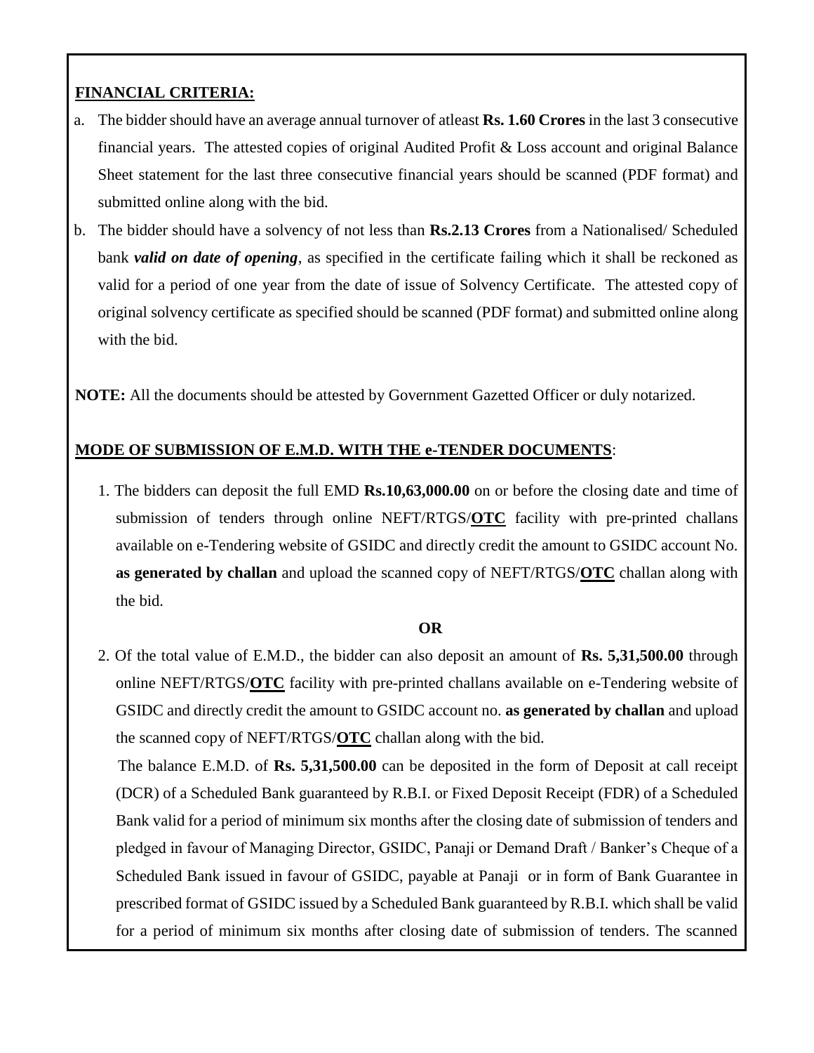**FINANCIAL CRITERIA:**

a. The bidder should have an average annual turnover of atleast **Rs. 1.60 Crores** in the last 3 consecutive financial years. The attested copies of original Audited Profit & Loss account and original Balance Sheet statement for the last three consecutive financial years should be scanned (PDF format) and submitted online along with the bid.

b. The bidder should have a solvency of not less than **Rs.2.13 Crores** from a Nationalised/ Scheduled bank ***valid on date of opening***, as specified in the certificate failing which it shall be reckoned as valid for a period of one year from the date of issue of Solvency Certificate. The attested copy of original solvency certificate as specified should be scanned (PDF format) and submitted online along with the bid.

**NOTE:** All the documents should be attested by Government Gazetted Officer or duly notarized.

**MODE OF SUBMISSION OF E.M.D. WITH THE e-TENDER DOCUMENTS**:

1. The bidders can deposit the full EMD **Rs.10,63,000.00** on or before the closing date and time of submission of tenders through online NEFT/RTGS/**OTC** facility with pre-printed challans available on e-Tendering website of GSIDC and directly credit the amount to GSIDC account No. **as generated by challan** and upload the scanned copy of NEFT/RTGS/**OTC** challan along with the bid.

**OR**

2. Of the total value of E.M.D., the bidder can also deposit an amount of **Rs. 5,31,500.00** through online NEFT/RTGS/**OTC** facility with pre-printed challans available on e-Tendering website of GSIDC and directly credit the amount to GSIDC account no. **as generated by challan** and upload the scanned copy of NEFT/RTGS/**OTC** challan along with the bid.

   The balance E.M.D. of **Rs. 5,31,500.00** can be deposited in the form of Deposit at call receipt (DCR) of a Scheduled Bank guaranteed by R.B.I. or Fixed Deposit Receipt (FDR) of a Scheduled Bank valid for a period of minimum six months after the closing date of submission of tenders and pledged in favour of Managing Director, GSIDC, Panaji or Demand Draft / Banker's Cheque of a Scheduled Bank issued in favour of GSIDC, payable at Panaji or in form of Bank Guarantee in prescribed format of GSIDC issued by a Scheduled Bank guaranteed by R.B.I. which shall be valid for a period of minimum six months after closing date of submission of tenders. The scanned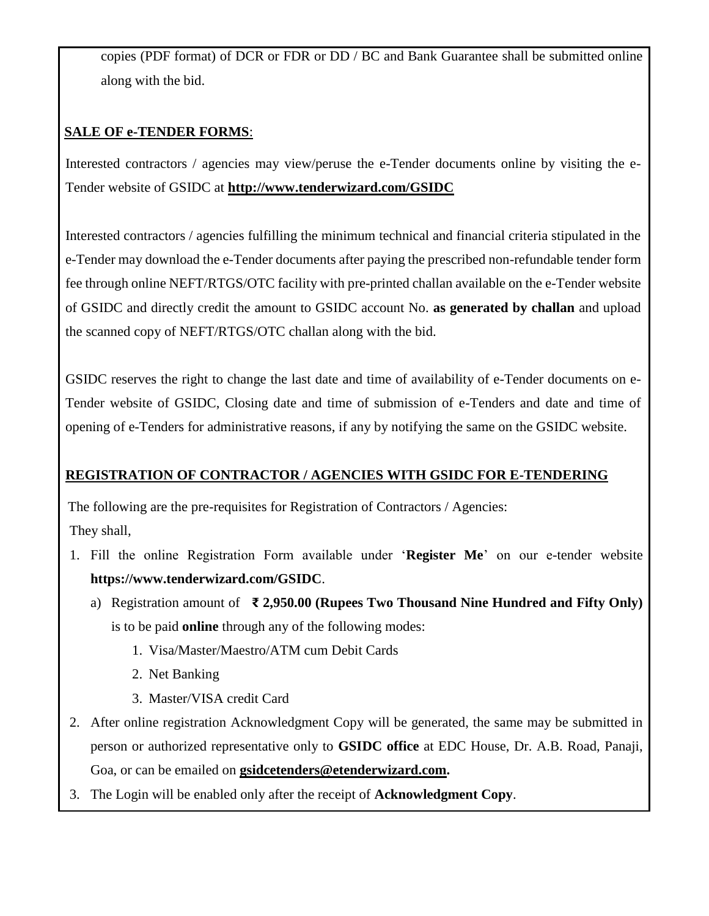copies (PDF format) of DCR or FDR or DD / BC and Bank Guarantee shall be submitted online along with the bid.

**SALE OF e-TENDER FORMS**:

Interested contractors / agencies may view/peruse the e-Tender documents online by visiting the e-Tender website of GSIDC at **http://www.tenderwizard.com/GSIDC**

Interested contractors / agencies fulfilling the minimum technical and financial criteria stipulated in the e-Tender may download the e-Tender documents after paying the prescribed non-refundable tender form fee through online NEFT/RTGS/OTC facility with pre-printed challan available on the e-Tender website of GSIDC and directly credit the amount to GSIDC account No. **as generated by challan** and upload the scanned copy of NEFT/RTGS/OTC challan along with the bid.

GSIDC reserves the right to change the last date and time of availability of e-Tender documents on e-Tender website of GSIDC, Closing date and time of submission of e-Tenders and date and time of opening of e-Tenders for administrative reasons, if any by notifying the same on the GSIDC website.

**REGISTRATION OF CONTRACTOR / AGENCIES WITH GSIDC FOR E-TENDERING**

The following are the pre-requisites for Registration of Contractors / Agencies:

They shall,

1. Fill the online Registration Form available under '**Register Me**' on our e-tender website **https://www.tenderwizard.com/GSIDC**.
   a) Registration amount of **₹ 2,950.00 (Rupees Two Thousand Nine Hundred and Fifty Only)** is to be paid **online** through any of the following modes:
      1. Visa/Master/Maestro/ATM cum Debit Cards
      2. Net Banking
      3. Master/VISA credit Card
2. After online registration Acknowledgment Copy will be generated, the same may be submitted in person or authorized representative only to **GSIDC office** at EDC House, Dr. A.B. Road, Panaji, Goa, or can be emailed on **gsidcetenders@etenderwizard.com.**
3. The Login will be enabled only after the receipt of **Acknowledgment Copy**.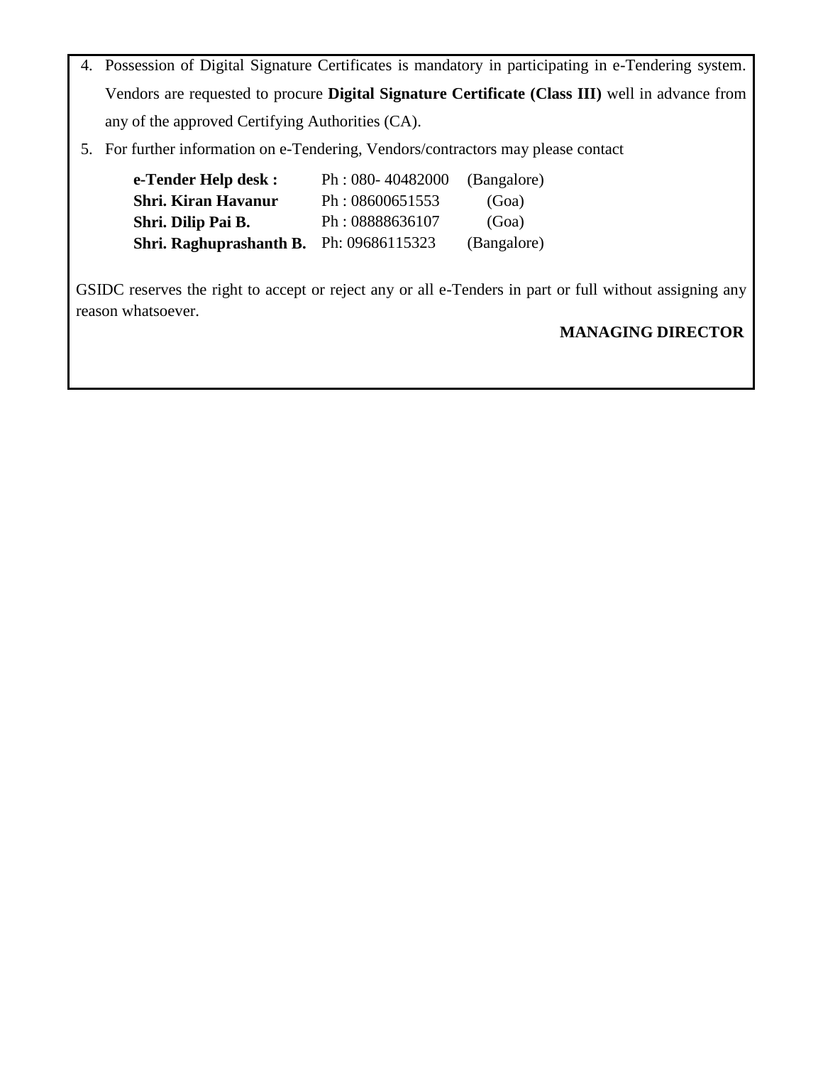4. Possession of Digital Signature Certificates is mandatory in participating in e-Tendering system. Vendors are requested to procure **Digital Signature Certificate (Class III)** well in advance from any of the approved Certifying Authorities (CA).
5. For further information on e-Tendering, Vendors/contractors may please contact

| | | |
|---|---|---|
| **e-Tender Help desk :** | Ph : 080- 40482000 | (Bangalore) |
| **Shri. Kiran Havanur** | Ph : 08600651553 | (Goa) |
| **Shri. Dilip Pai B.** | Ph : 08888636107 | (Goa) |
| **Shri. Raghuprashanth B.** | Ph: 09686115323 | (Bangalore) |

GSIDC reserves the right to accept or reject any or all e-Tenders in part or full without assigning any reason whatsoever.

**MANAGING DIRECTOR**